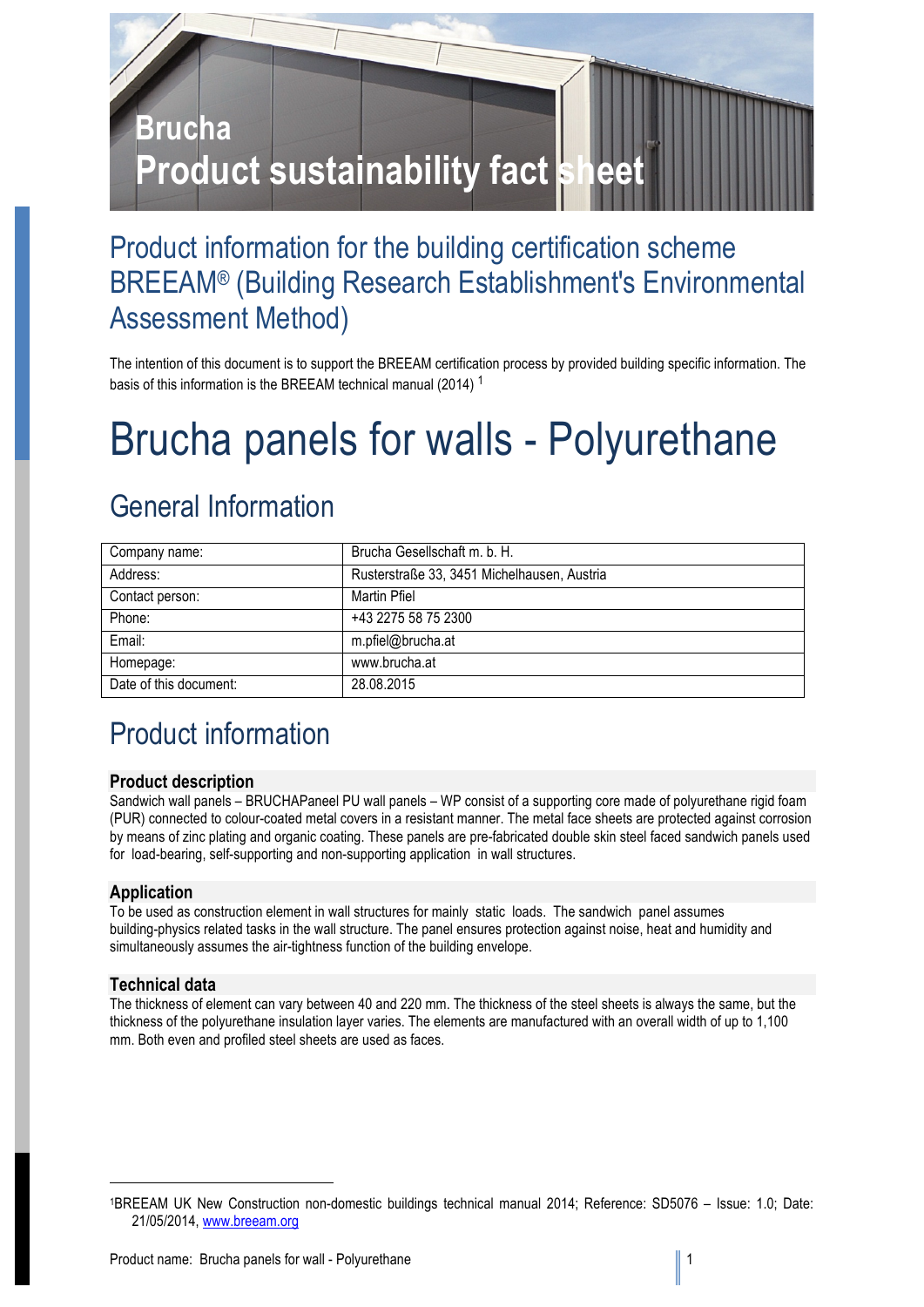# Brucha
# Product sustainability fact sheet

## Product information for the building certification scheme BREEAM® (Building Research Establishment's Environmental Assessment Method)

The intention of this document is to support the BREEAM certification process by provided building specific information. The basis of this information is the BREEAM technical manual (2014) [1]

# Brucha panels for walls - Polyurethane

## General Information

| Company name: | Brucha Gesellschaft m. b. H. |
|---|---|
| Address: | Rusterstraße 33, 3451 Michelhausen, Austria |
| Contact person: | Martin Pfiel |
| Phone: | +43 2275 58 75 2300 |
| Email: | m.pfiel@brucha.at |
| Homepage: | www.brucha.at |
| Date of this document: | 28.08.2015 |

## Product information

### Product description

Sandwich wall panels – BRUCHAPaneel PU wall panels – WP consist of a supporting core made of polyurethane rigid foam (PUR) connected to colour-coated metal covers in a resistant manner. The metal face sheets are protected against corrosion by means of zinc plating and organic coating. These panels are pre-fabricated double skin steel faced sandwich panels used for load-bearing, self-supporting and non-supporting application in wall structures.

### Application

To be used as construction element in wall structures for mainly static loads. The sandwich panel assumes building-physics related tasks in the wall structure. The panel ensures protection against noise, heat and humidity and simultaneously assumes the air-tightness function of the building envelope.

### Technical data

The thickness of element can vary between 40 and 220 mm. The thickness of the steel sheets is always the same, but the thickness of the polyurethane insulation layer varies. The elements are manufactured with an overall width of up to 1,100 mm. Both even and profiled steel sheets are used as faces.

[1] BREEAM UK New Construction non-domestic buildings technical manual 2014; Reference: SD5076 – Issue: 1.0; Date: 21/05/2014, www.breeam.org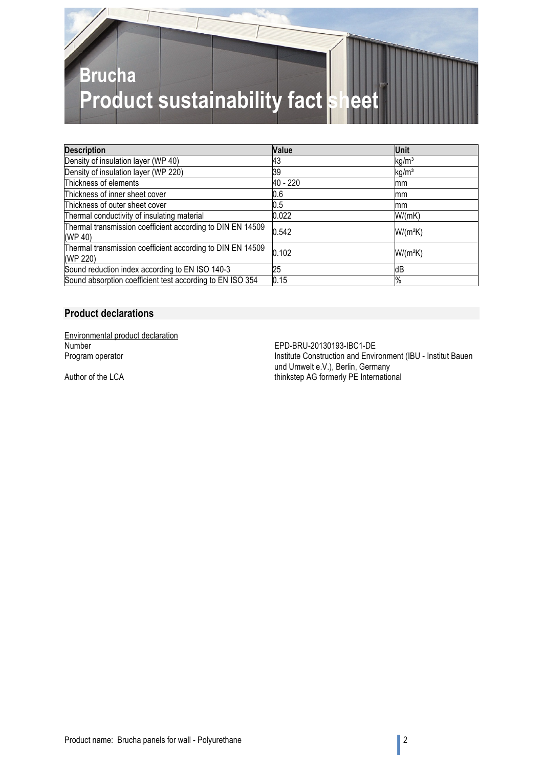# Brucha
# Product sustainability fact sheet

| Description | Value | Unit |
|---|---|---|
| Density of insulation layer (WP 40) | 43 | $kg/m^3$ |
| Density of insulation layer (WP 220) | 39 | $kg/m^3$ |
| Thickness of elements | 40 - 220 | mm |
| Thickness of inner sheet cover | 0.6 | mm |
| Thickness of outer sheet cover | 0.5 | mm |
| Thermal conductivity of insulating material | 0.022 | W/(mK) |
| Thermal transmission coefficient according to DIN EN 14509 (WP 40) | 0.542 | $W/(m^2K)$ |
| Thermal transmission coefficient according to DIN EN 14509 (WP 220) | 0.102 | $W/(m^2K)$ |
| Sound reduction index according to EN ISO 140-3 | 25 | dB |
| Sound absorption coefficient test according to EN ISO 354 | 0.15 | % |

## Product declarations

Environmental product declaration

Number: EPD-BRU-20130193-IBC1-DE

Program operator: Institute Construction and Environment (IBU - Institut Bauen und Umwelt e.V.), Berlin, Germany

Author of the LCA: thinkstep AG formerly PE International

Product name: Brucha panels for wall - Polyurethane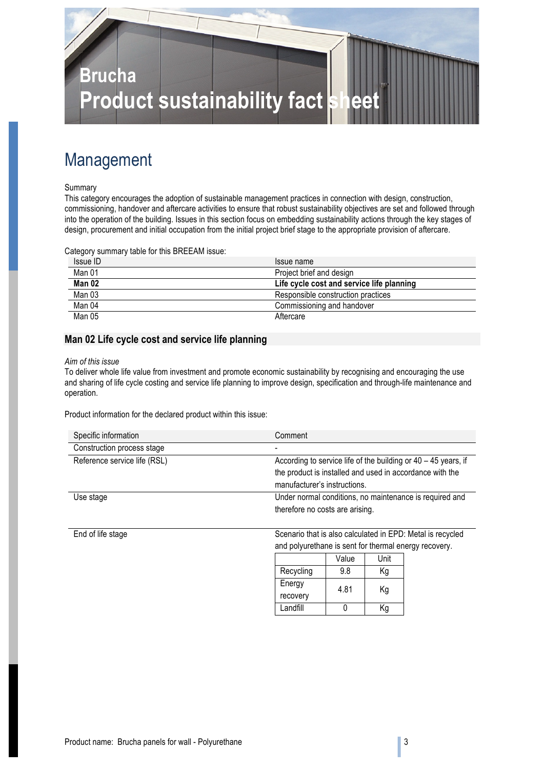# Brucha
# Product sustainability fact sheet

## Management

Summary

This category encourages the adoption of sustainable management practices in connection with design, construction, commissioning, handover and aftercare activities to ensure that robust sustainability objectives are set and followed through into the operation of the building. Issues in this section focus on embedding sustainability actions through the key stages of design, procurement and initial occupation from the initial project brief stage to the appropriate provision of aftercare.

Category summary table for this BREEAM issue:

| Issue ID | Issue name |
|---|---|
| Man 01 | Project brief and design |
| **Man 02** | **Life cycle cost and service life planning** |
| Man 03 | Responsible construction practices |
| Man 04 | Commissioning and handover |
| Man 05 | Aftercare |

### Man 02 Life cycle cost and service life planning

*Aim of this issue*

To deliver whole life value from investment and promote economic sustainability by recognising and encouraging the use and sharing of life cycle costing and service life planning to improve design, specification and through-life maintenance and operation.

Product information for the declared product within this issue:

| Specific information | Comment |
|---|---|
| Construction process stage | - |
| Reference service life (RSL) | According to service life of the building or 40 – 45 years, if the product is installed and used in accordance with the manufacturer's instructions. |
| Use stage | Under normal conditions, no maintenance is required and therefore no costs are arising. |
| End of life stage | Scenario that is also calculated in EPD: Metal is recycled and polyurethane is sent for thermal energy recovery. |

| | Value | Unit |
|---|---|---|
| Recycling | 9.8 | Kg |
| Energy recovery | 4.81 | Kg |
| Landfill | 0 | Kg |

Product name: Brucha panels for wall - Polyurethane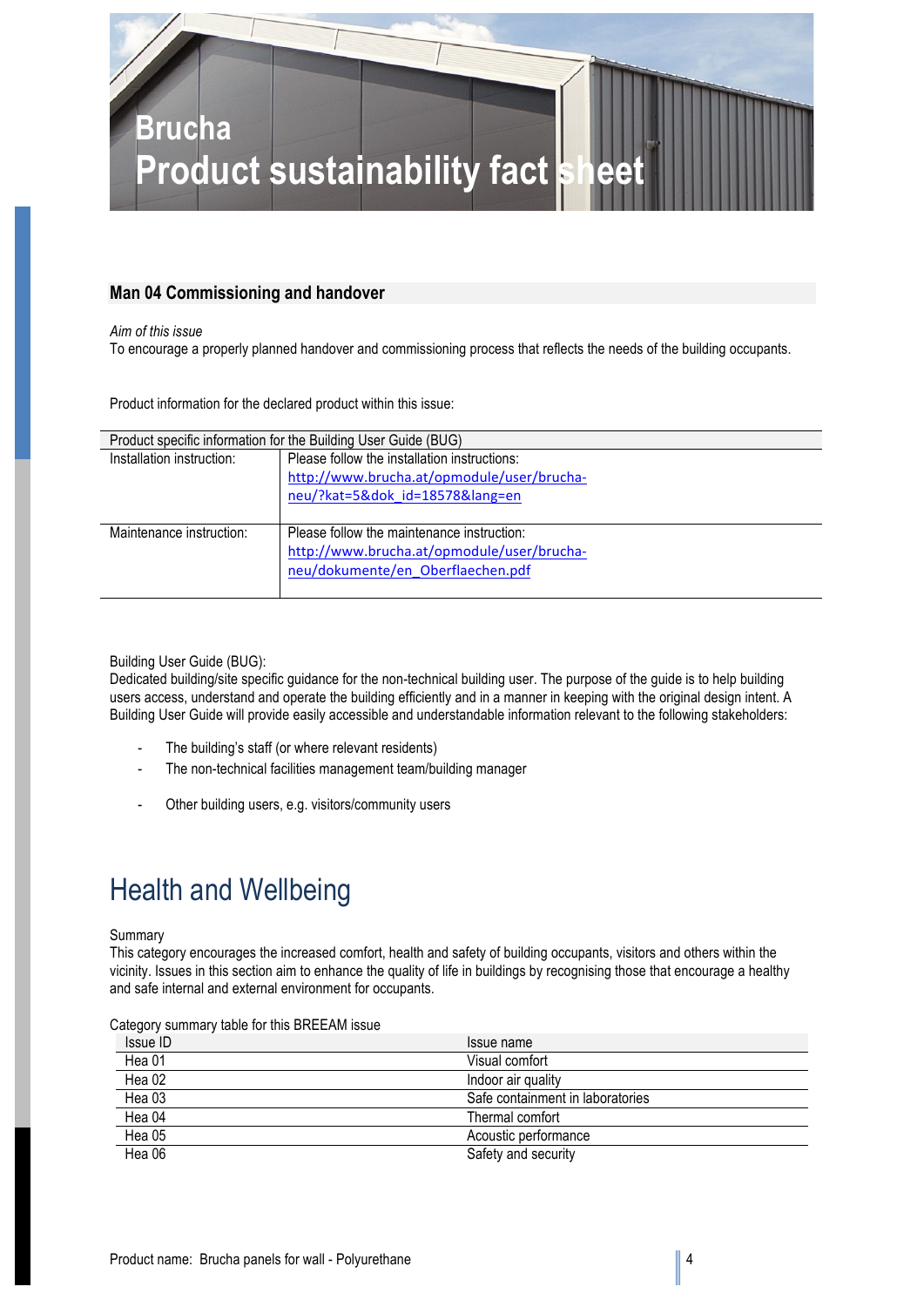## Man 04 Commissioning and handover

*Aim of this issue*
To encourage a properly planned handover and commissioning process that reflects the needs of the building occupants.

Product information for the declared product within this issue:

| Product specific information for the Building User Guide (BUG) | |
|---|---|
| Installation instruction: | Please follow the installation instructions: http://www.brucha.at/opmodule/user/brucha-neu/?kat=5&dok_id=18578&lang=en |
| Maintenance instruction: | Please follow the maintenance instruction: http://www.brucha.at/opmodule/user/brucha-neu/dokumente/en_Oberflaechen.pdf |

Building User Guide (BUG):
Dedicated building/site specific guidance for the non-technical building user. The purpose of the guide is to help building users access, understand and operate the building efficiently and in a manner in keeping with the original design intent. A Building User Guide will provide easily accessible and understandable information relevant to the following stakeholders:

- The building's staff (or where relevant residents)
- The non-technical facilities management team/building manager
- Other building users, e.g. visitors/community users

# Health and Wellbeing

Summary
This category encourages the increased comfort, health and safety of building occupants, visitors and others within the vicinity. Issues in this section aim to enhance the quality of life in buildings by recognising those that encourage a healthy and safe internal and external environment for occupants.

Category summary table for this BREEAM issue

| Issue ID | Issue name |
|---|---|
| Hea 01 | Visual comfort |
| Hea 02 | Indoor air quality |
| Hea 03 | Safe containment in laboratories |
| Hea 04 | Thermal comfort |
| Hea 05 | Acoustic performance |
| Hea 06 | Safety and security |

Product name: Brucha panels for wall - Polyurethane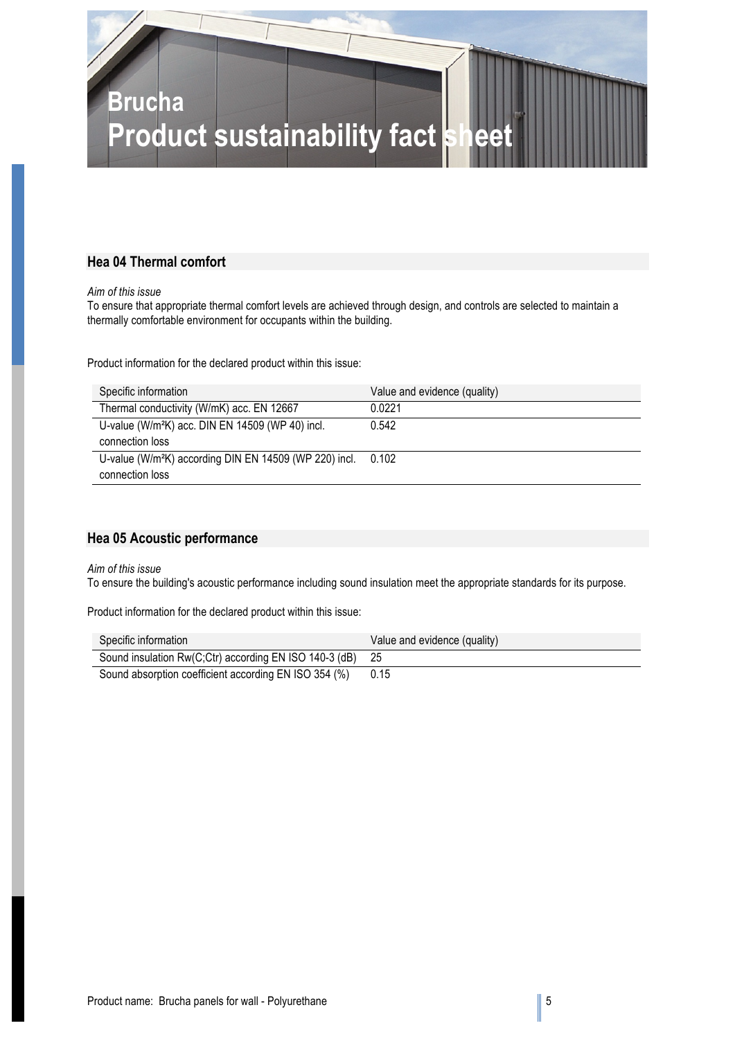# Brucha
# Product sustainability fact sheet

## Hea 04 Thermal comfort

*Aim of this issue*
To ensure that appropriate thermal comfort levels are achieved through design, and controls are selected to maintain a thermally comfortable environment for occupants within the building.

Product information for the declared product within this issue:

| Specific information | Value and evidence (quality) |
|---|---|
| Thermal conductivity (W/mK) acc. EN 12667 | 0.0221 |
| U-value (W/m²K) acc. DIN EN 14509 (WP 40) incl. connection loss | 0.542 |
| U-value (W/m²K) according DIN EN 14509 (WP 220) incl. connection loss | 0.102 |

## Hea 05 Acoustic performance

*Aim of this issue*
To ensure the building's acoustic performance including sound insulation meet the appropriate standards for its purpose.

Product information for the declared product within this issue:

| Specific information | Value and evidence (quality) |
|---|---|
| Sound insulation Rw(C;Ctr) according EN ISO 140-3 (dB) | 25 |
| Sound absorption coefficient according EN ISO 354 (%) | 0.15 |

Product name: Brucha panels for wall - Polyurethane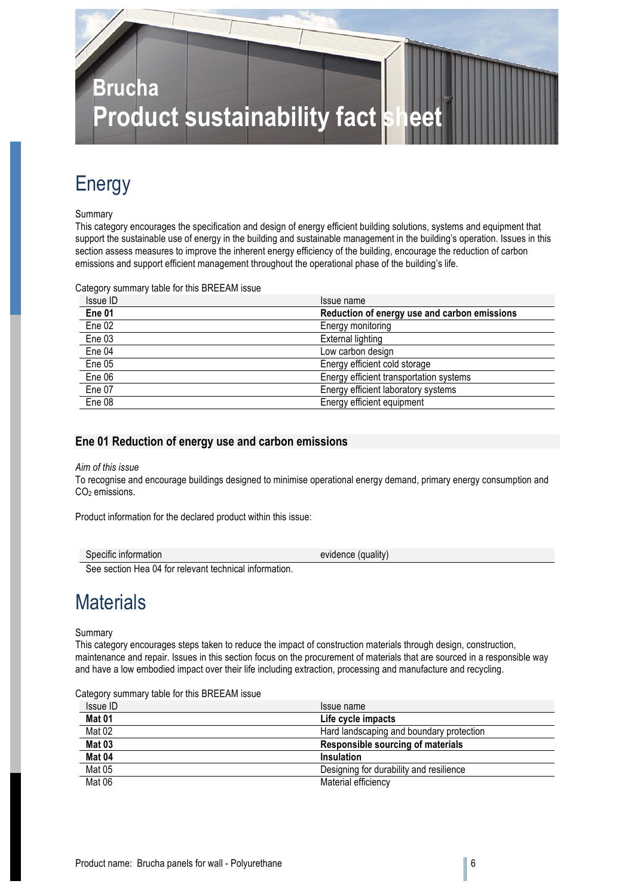# Brucha
# Product sustainability fact sheet

## Energy

Summary

This category encourages the specification and design of energy efficient building solutions, systems and equipment that support the sustainable use of energy in the building and sustainable management in the building's operation. Issues in this section assess measures to improve the inherent energy efficiency of the building, encourage the reduction of carbon emissions and support efficient management throughout the operational phase of the building's life.

Category summary table for this BREEAM issue

| Issue ID | Issue name |
|---|---|
| **Ene 01** | **Reduction of energy use and carbon emissions** |
| Ene 02 | Energy monitoring |
| Ene 03 | External lighting |
| Ene 04 | Low carbon design |
| Ene 05 | Energy efficient cold storage |
| Ene 06 | Energy efficient transportation systems |
| Ene 07 | Energy efficient laboratory systems |
| Ene 08 | Energy efficient equipment |

### Ene 01 Reduction of energy use and carbon emissions

*Aim of this issue*

To recognise and encourage buildings designed to minimise operational energy demand, primary energy consumption and $CO_2$ emissions.

Product information for the declared product within this issue:

| Specific information | evidence (quality) |
|---|---|
| See section Hea 04 for relevant technical information. | |

## Materials

Summary

This category encourages steps taken to reduce the impact of construction materials through design, construction, maintenance and repair. Issues in this section focus on the procurement of materials that are sourced in a responsible way and have a low embodied impact over their life including extraction, processing and manufacture and recycling.

Category summary table for this BREEAM issue

| Issue ID | Issue name |
|---|---|
| **Mat 01** | **Life cycle impacts** |
| Mat 02 | Hard landscaping and boundary protection |
| **Mat 03** | **Responsible sourcing of materials** |
| **Mat 04** | **Insulation** |
| Mat 05 | Designing for durability and resilience |
| Mat 06 | Material efficiency |

Product name: Brucha panels for wall - Polyurethane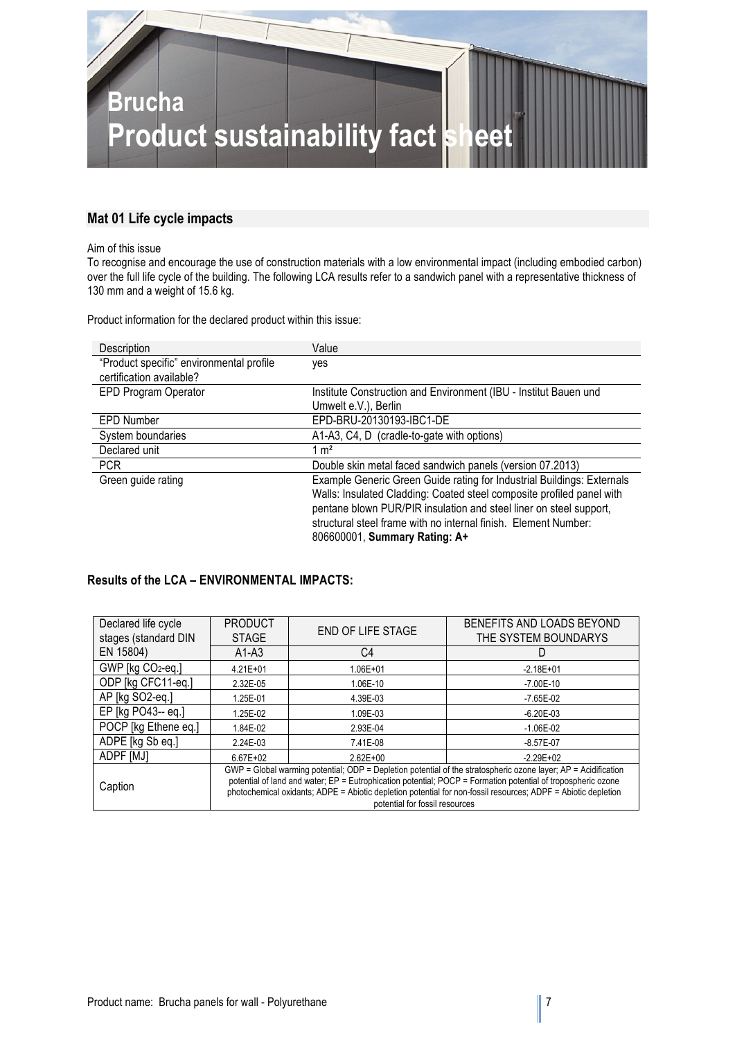# Brucha
# Product sustainability fact sheet

## Mat 01 Life cycle impacts

Aim of this issue

To recognise and encourage the use of construction materials with a low environmental impact (including embodied carbon) over the full life cycle of the building. The following LCA results refer to a sandwich panel with a representative thickness of 130 mm and a weight of 15.6 kg.

Product information for the declared product within this issue:

| Description | Value |
|---|---|
| “Product specific” environmental profile certification available? | yes |
| EPD Program Operator | Institute Construction and Environment (IBU - Institut Bauen und Umwelt e.V.), Berlin |
| EPD Number | EPD-BRU-20130193-IBC1-DE |
| System boundaries | A1-A3, C4, D (cradle-to-gate with options) |
| Declared unit | 1 m² |
| PCR | Double skin metal faced sandwich panels (version 07.2013) |
| Green guide rating | Example Generic Green Guide rating for Industrial Buildings: Externals Walls: Insulated Cladding: Coated steel composite profiled panel with pentane blown PUR/PIR insulation and steel liner on steel support, structural steel frame with no internal finish. Element Number: 806600001, **Summary Rating: A+** |

### Results of the LCA – ENVIRONMENTAL IMPACTS:

| Declared life cycle stages (standard DIN EN 15804) | PRODUCT STAGE | END OF LIFE STAGE | BENEFITS AND LOADS BEYOND THE SYSTEM BOUNDARYS |
|---|---|---|---|
| | A1-A3 | C4 | D |
| GWP [kg $CO_2$-eq.] | 4.21E+01 | 1.06E+01 | -2.18E+01 |
| ODP [kg CFC11-eq.] | 2.32E-05 | 1.06E-10 | -7.00E-10 |
| AP [kg SO2-eq.] | 1.25E-01 | 4.39E-03 | -7.65E-02 |
| EP [kg PO43-- eq.] | 1.25E-02 | 1.09E-03 | -6.20E-03 |
| POCP [kg Ethene eq.] | 1.84E-02 | 2.93E-04 | -1.06E-02 |
| ADPE [kg Sb eq.] | 2.24E-03 | 7.41E-08 | -8.57E-07 |
| ADPF [MJ] | 6.67E+02 | 2.62E+00 | -2.29E+02 |
| Caption | GWP = Global warming potential; ODP = Depletion potential of the stratospheric ozone layer; AP = Acidification potential of land and water; EP = Eutrophication potential; POCP = Formation potential of tropospheric ozone photochemical oxidants; ADPE = Abiotic depletion potential for non-fossil resources; ADPF = Abiotic depletion potential for fossil resources | | |

Product name: Brucha panels for wall - Polyurethane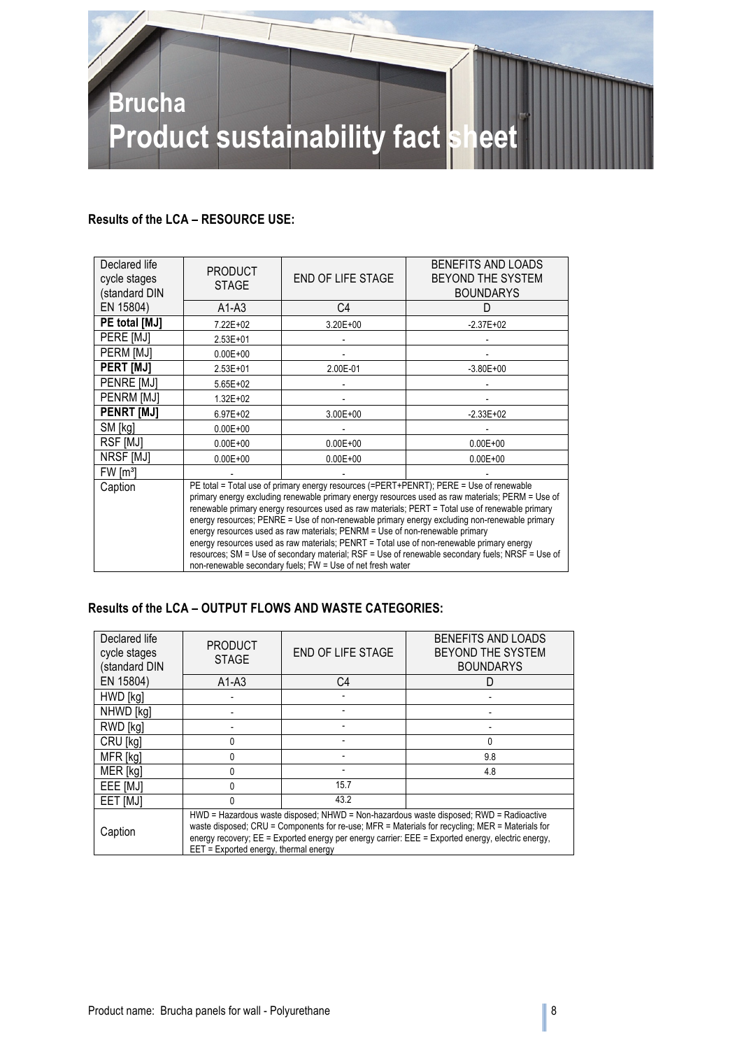# Brucha
# Product sustainability fact sheet

## Results of the LCA – RESOURCE USE:

| Declared life cycle stages (standard DIN EN 15804) | PRODUCT STAGE | END OF LIFE STAGE | BENEFITS AND LOADS BEYOND THE SYSTEM BOUNDARYS |
|---|---|---|---|
| | A1-A3 | C4 | D |
| **PE total [MJ]** | 7.22E+02 | 3.20E+00 | -2.37E+02 |
| PERE [MJ] | 2.53E+01 | - | - |
| PERM [MJ] | 0.00E+00 | - | - |
| **PERT [MJ]** | 2.53E+01 | 2.00E-01 | -3.80E+00 |
| PENRE [MJ] | 5.65E+02 | - | - |
| PENRM [MJ] | 1.32E+02 | - | - |
| **PENRT [MJ]** | 6.97E+02 | 3.00E+00 | -2.33E+02 |
| SM [kg] | 0.00E+00 | - | - |
| RSF [MJ] | 0.00E+00 | 0.00E+00 | 0.00E+00 |
| NRSF [MJ] | 0.00E+00 | 0.00E+00 | 0.00E+00 |
| FW [m³] | - | - | - |
| Caption | PE total = Total use of primary energy resources (=PERT+PENRT); PERE = Use of renewable primary energy excluding renewable primary energy resources used as raw materials; PERM = Use of renewable primary energy resources used as raw materials; PERT = Total use of renewable primary energy resources; PENRE = Use of non-renewable primary energy excluding non-renewable primary energy resources used as raw materials; PENRM = Use of non-renewable primary energy resources used as raw materials; PENRT = Total use of non-renewable primary energy resources; SM = Use of secondary material; RSF = Use of renewable secondary fuels; NRSF = Use of non-renewable secondary fuels; FW = Use of net fresh water | | |

## Results of the LCA – OUTPUT FLOWS AND WASTE CATEGORIES:

| Declared life cycle stages (standard DIN EN 15804) | PRODUCT STAGE | END OF LIFE STAGE | BENEFITS AND LOADS BEYOND THE SYSTEM BOUNDARYS |
|---|---|---|---|
| | A1-A3 | C4 | D |
| HWD [kg] | - | - | - |
| NHWD [kg] | - | - | - |
| RWD [kg] | - | - | - |
| CRU [kg] | 0 | - | 0 |
| MFR [kg] | 0 | - | 9.8 |
| MER [kg] | 0 | - | 4.8 |
| EEE [MJ] | 0 | 15.7 | |
| EET [MJ] | 0 | 43.2 | |
| Caption | HWD = Hazardous waste disposed; NHWD = Non-hazardous waste disposed; RWD = Radioactive waste disposed; CRU = Components for re-use; MFR = Materials for recycling; MER = Materials for energy recovery; EE = Exported energy per energy carrier: EEE = Exported energy, electric energy, EET = Exported energy, thermal energy | | |

Product name: Brucha panels for wall - Polyurethane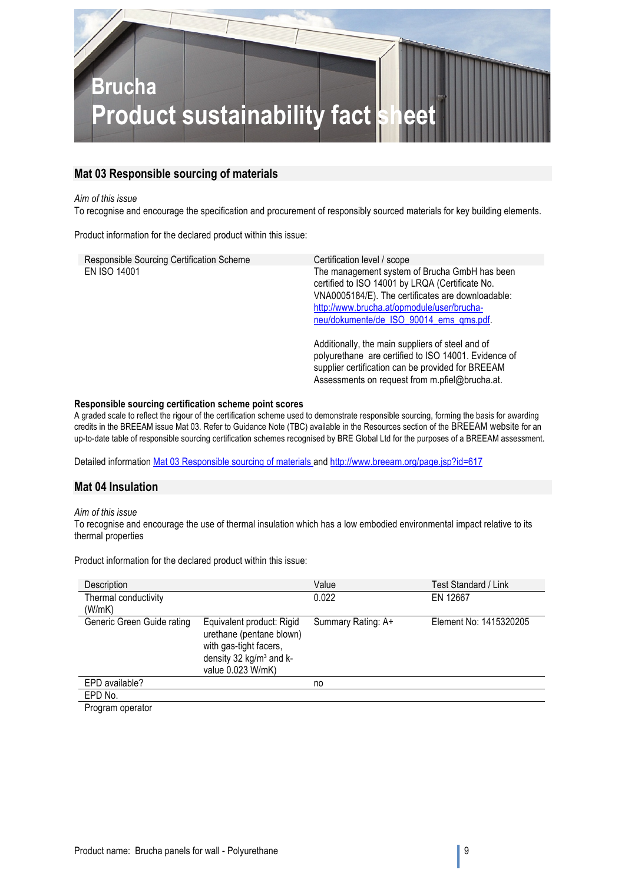# Brucha
# Product sustainability fact sheet

## Mat 03 Responsible sourcing of materials

*Aim of this issue*

To recognise and encourage the specification and procurement of responsibly sourced materials for key building elements.

Product information for the declared product within this issue:

| Responsible Sourcing Certification Scheme | Certification level / scope |
|---|---|
| EN ISO 14001 | The management system of Brucha GmbH has been certified to ISO 14001 by LRQA (Certificate No. VNA0005184/E). The certificates are downloadable: http://www.brucha.at/opmodule/user/brucha-neu/dokumente/de_ISO_90014_ems_qms.pdf.<br><br>Additionally, the main suppliers of steel and of polyurethane are certified to ISO 14001. Evidence of supplier certification can be provided for BREEAM Assessments on request from m.pfiel@brucha.at. |

**Responsible sourcing certification scheme point scores**

A graded scale to reflect the rigour of the certification scheme used to demonstrate responsible sourcing, forming the basis for awarding credits in the BREEAM issue Mat 03. Refer to Guidance Note (TBC) available in the Resources section of the BREEAM website for an up-to-date table of responsible sourcing certification schemes recognised by BRE Global Ltd for the purposes of a BREEAM assessment.

Detailed information Mat 03 Responsible sourcing of materials and http://www.breeam.org/page.jsp?id=617

## Mat 04 Insulation

*Aim of this issue*

To recognise and encourage the use of thermal insulation which has a low embodied environmental impact relative to its thermal properties

Product information for the declared product within this issue:

| Description | | Value | Test Standard / Link |
|---|---|---|---|
| Thermal conductivity (W/mK) | | 0.022 | EN 12667 |
| Generic Green Guide rating | Equivalent product: Rigid urethane (pentane blown) with gas-tight facers, density 32 kg/m³ and k-value 0.023 W/mK) | Summary Rating: A+ | Element No: 1415320205 |
| EPD available? | | no | |
| EPD No. | | | |
| Program operator | | | |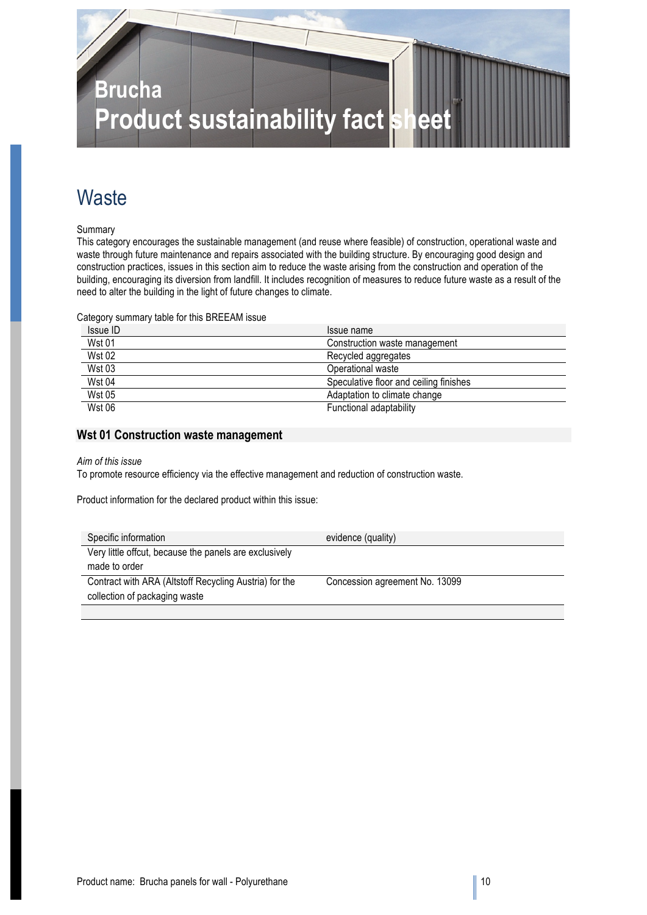# Brucha
# Product sustainability fact sheet

## Waste

Summary

This category encourages the sustainable management (and reuse where feasible) of construction, operational waste and waste through future maintenance and repairs associated with the building structure. By encouraging good design and construction practices, issues in this section aim to reduce the waste arising from the construction and operation of the building, encouraging its diversion from landfill. It includes recognition of measures to reduce future waste as a result of the need to alter the building in the light of future changes to climate.

Category summary table for this BREEAM issue

| Issue ID | Issue name |
|---|---|
| Wst 01 | Construction waste management |
| Wst 02 | Recycled aggregates |
| Wst 03 | Operational waste |
| Wst 04 | Speculative floor and ceiling finishes |
| Wst 05 | Adaptation to climate change |
| Wst 06 | Functional adaptability |

### Wst 01 Construction waste management

*Aim of this issue*

To promote resource efficiency via the effective management and reduction of construction waste.

Product information for the declared product within this issue:

| Specific information | evidence (quality) |
|---|---|
| Very little offcut, because the panels are exclusively made to order | |
| Contract with ARA (Altstoff Recycling Austria) for the collection of packaging waste | Concession agreement No. 13099 |
| | |

Product name: Brucha panels for wall - Polyurethane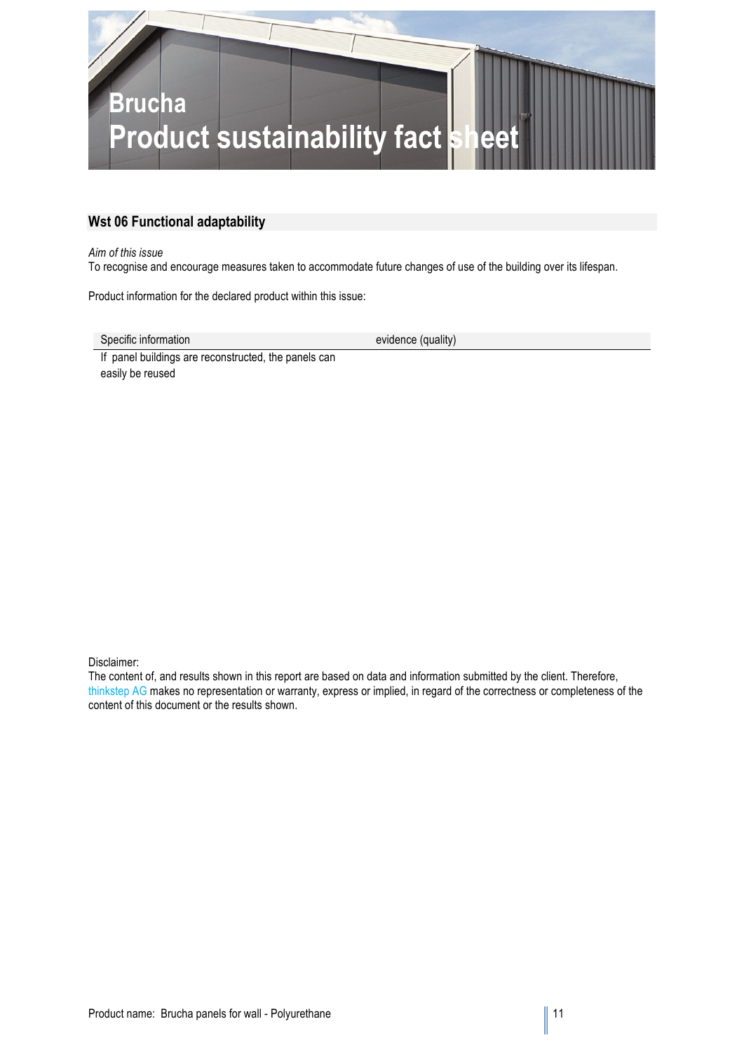# Brucha
# Product sustainability fact sheet

## Wst 06 Functional adaptability

*Aim of this issue*

To recognise and encourage measures taken to accommodate future changes of use of the building over its lifespan.

Product information for the declared product within this issue:

| Specific information | evidence (quality) |
|---|---|
| If panel buildings are reconstructed, the panels can easily be reused | |

Disclaimer:

The content of, and results shown in this report are based on data and information submitted by the client. Therefore, thinkstep AG makes no representation or warranty, express or implied, in regard of the correctness or completeness of the content of this document or the results shown.